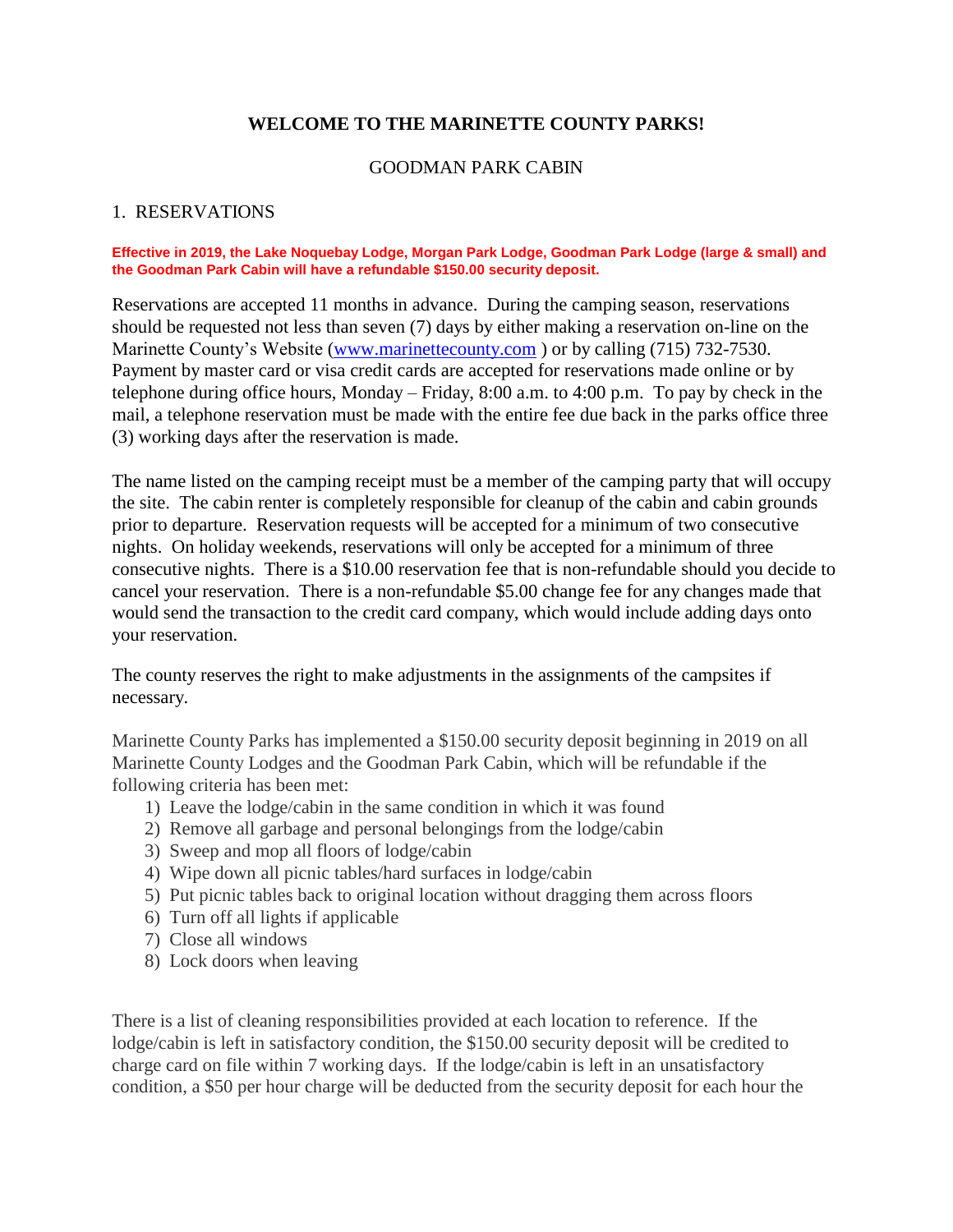# WELCOME TO THE MARINETTE COUNTY PARKS!

## GOODMAN PARK CABIN

### 1. RESERVATIONS

**Effective in 2019, the Lake Noquebay Lodge, Morgan Park Lodge, Goodman Park Lodge (large & small) and the Goodman Park Cabin will have a refundable $150.00 security deposit.**

Reservations are accepted 11 months in advance. During the camping season, reservations should be requested not less than seven (7) days by either making a reservation on-line on the Marinette County's Website (www.marinettecounty.com ) or by calling (715) 732-7530. Payment by master card or visa credit cards are accepted for reservations made online or by telephone during office hours, Monday – Friday, 8:00 a.m. to 4:00 p.m. To pay by check in the mail, a telephone reservation must be made with the entire fee due back in the parks office three (3) working days after the reservation is made.

The name listed on the camping receipt must be a member of the camping party that will occupy the site. The cabin renter is completely responsible for cleanup of the cabin and cabin grounds prior to departure. Reservation requests will be accepted for a minimum of two consecutive nights. On holiday weekends, reservations will only be accepted for a minimum of three consecutive nights. There is a $10.00 reservation fee that is non-refundable should you decide to cancel your reservation. There is a non-refundable $5.00 change fee for any changes made that would send the transaction to the credit card company, which would include adding days onto your reservation.

The county reserves the right to make adjustments in the assignments of the campsites if necessary.

Marinette County Parks has implemented a $150.00 security deposit beginning in 2019 on all Marinette County Lodges and the Goodman Park Cabin, which will be refundable if the following criteria has been met:

1) Leave the lodge/cabin in the same condition in which it was found
2) Remove all garbage and personal belongings from the lodge/cabin
3) Sweep and mop all floors of lodge/cabin
4) Wipe down all picnic tables/hard surfaces in lodge/cabin
5) Put picnic tables back to original location without dragging them across floors
6) Turn off all lights if applicable
7) Close all windows
8) Lock doors when leaving

There is a list of cleaning responsibilities provided at each location to reference. If the lodge/cabin is left in satisfactory condition, the $150.00 security deposit will be credited to charge card on file within 7 working days. If the lodge/cabin is left in an unsatisfactory condition, a $50 per hour charge will be deducted from the security deposit for each hour the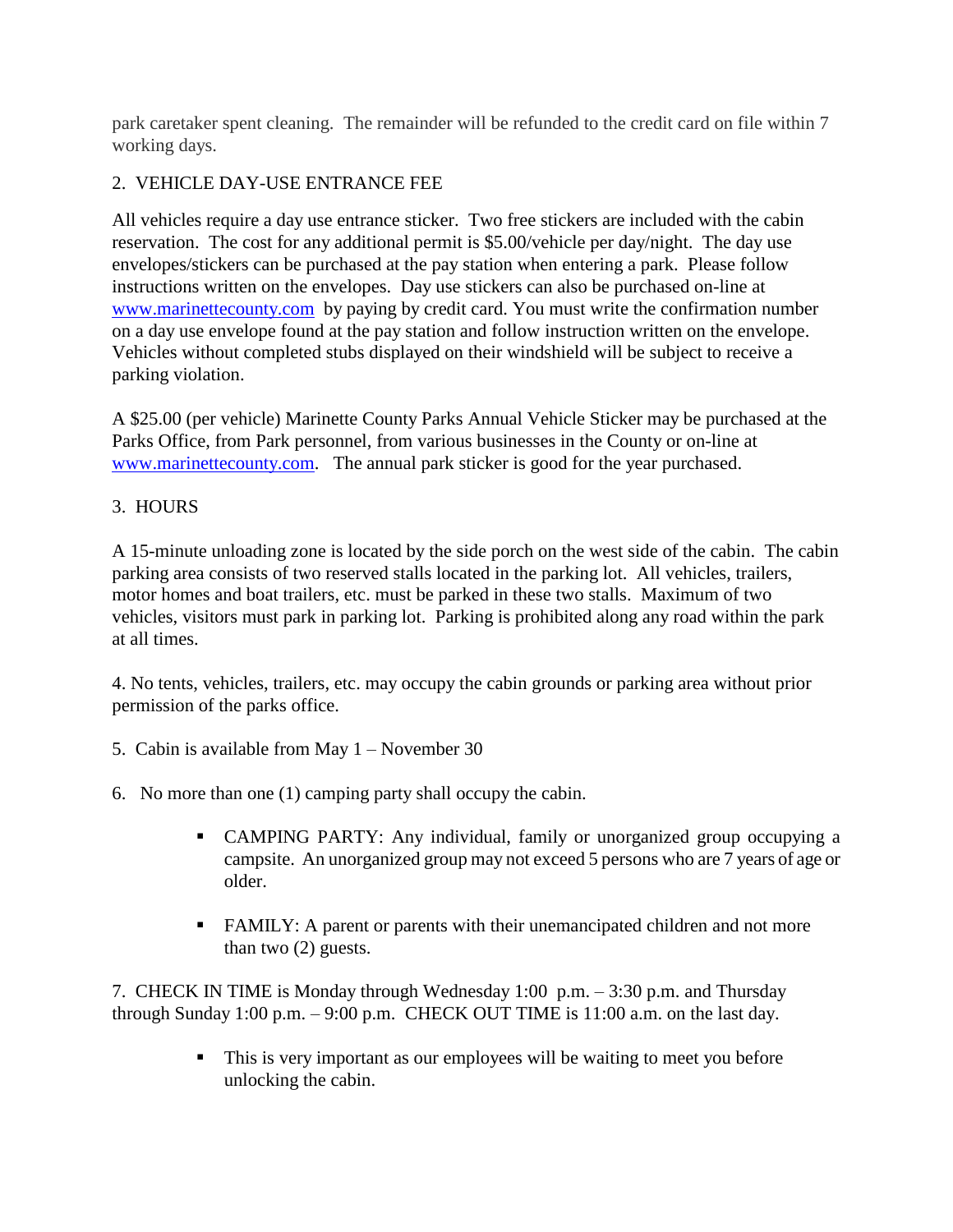park caretaker spent cleaning. The remainder will be refunded to the credit card on file within 7 working days.

2. VEHICLE DAY-USE ENTRANCE FEE

All vehicles require a day use entrance sticker. Two free stickers are included with the cabin reservation. The cost for any additional permit is $5.00/vehicle per day/night. The day use envelopes/stickers can be purchased at the pay station when entering a park. Please follow instructions written on the envelopes. Day use stickers can also be purchased on-line at [www.marinettecounty.com](http://www.marinettecounty.com) by paying by credit card. You must write the confirmation number on a day use envelope found at the pay station and follow instruction written on the envelope. Vehicles without completed stubs displayed on their windshield will be subject to receive a parking violation.

A $25.00 (per vehicle) Marinette County Parks Annual Vehicle Sticker may be purchased at the Parks Office, from Park personnel, from various businesses in the County or on-line at [www.marinettecounty.com](http://www.marinettecounty.com). The annual park sticker is good for the year purchased.

3. HOURS

A 15-minute unloading zone is located by the side porch on the west side of the cabin. The cabin parking area consists of two reserved stalls located in the parking lot. All vehicles, trailers, motor homes and boat trailers, etc. must be parked in these two stalls. Maximum of two vehicles, visitors must park in parking lot. Parking is prohibited along any road within the park at all times.

4. No tents, vehicles, trailers, etc. may occupy the cabin grounds or parking area without prior permission of the parks office.

5. Cabin is available from May 1 – November 30

6. No more than one (1) camping party shall occupy the cabin.

- CAMPING PARTY: Any individual, family or unorganized group occupying a campsite. An unorganized group may not exceed 5 persons who are 7 years of age or older.
- FAMILY: A parent or parents with their unemancipated children and not more than two (2) guests.

7. CHECK IN TIME is Monday through Wednesday 1:00 p.m. – 3:30 p.m. and Thursday through Sunday 1:00 p.m. – 9:00 p.m. CHECK OUT TIME is 11:00 a.m. on the last day.

- This is very important as our employees will be waiting to meet you before unlocking the cabin.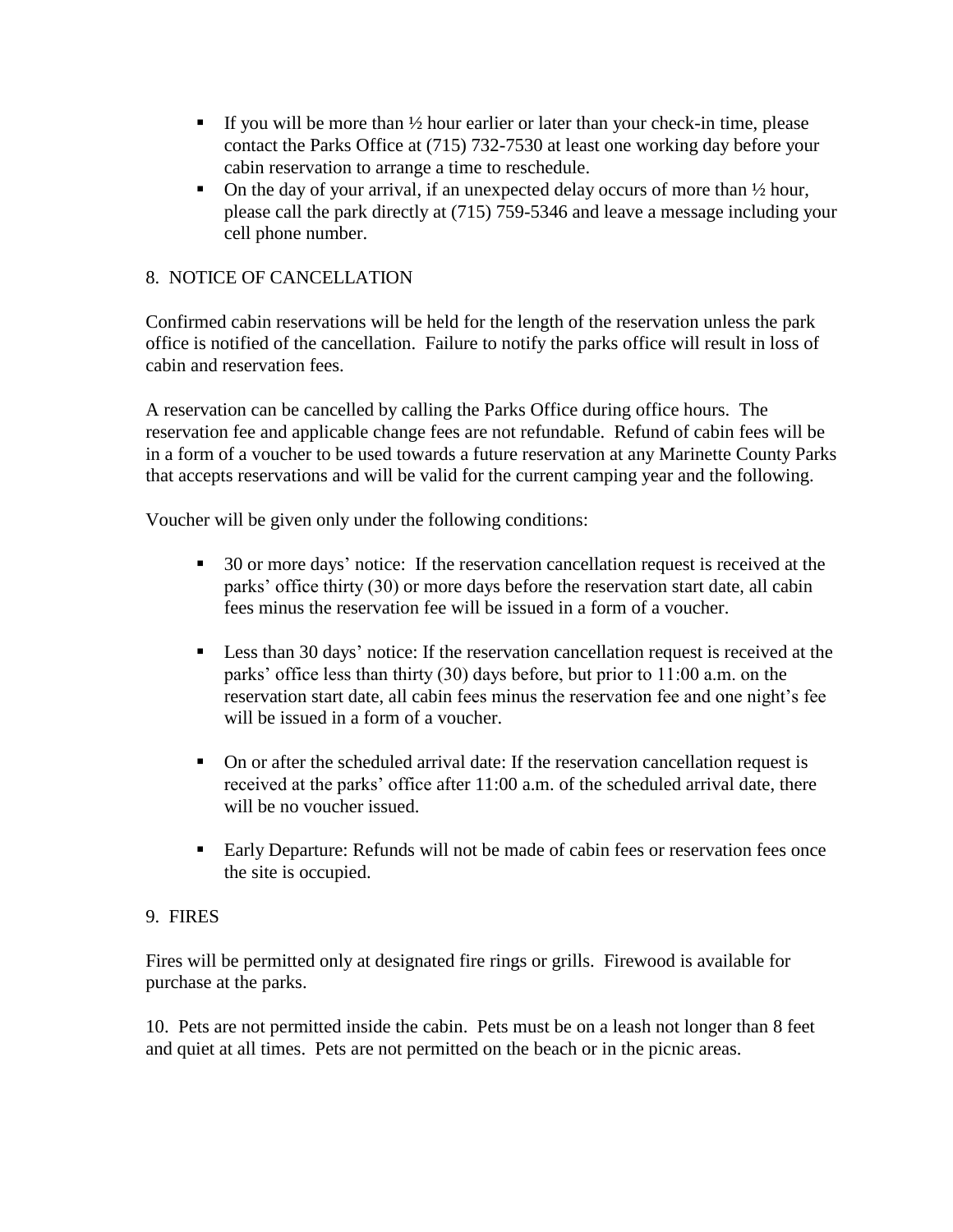- If you will be more than ½ hour earlier or later than your check-in time, please contact the Parks Office at (715) 732-7530 at least one working day before your cabin reservation to arrange a time to reschedule.
- On the day of your arrival, if an unexpected delay occurs of more than ½ hour, please call the park directly at (715) 759-5346 and leave a message including your cell phone number.

## 8. NOTICE OF CANCELLATION

Confirmed cabin reservations will be held for the length of the reservation unless the park office is notified of the cancellation. Failure to notify the parks office will result in loss of cabin and reservation fees.

A reservation can be cancelled by calling the Parks Office during office hours. The reservation fee and applicable change fees are not refundable. Refund of cabin fees will be in a form of a voucher to be used towards a future reservation at any Marinette County Parks that accepts reservations and will be valid for the current camping year and the following.

Voucher will be given only under the following conditions:

- 30 or more days' notice: If the reservation cancellation request is received at the parks' office thirty (30) or more days before the reservation start date, all cabin fees minus the reservation fee will be issued in a form of a voucher.

- Less than 30 days' notice: If the reservation cancellation request is received at the parks' office less than thirty (30) days before, but prior to 11:00 a.m. on the reservation start date, all cabin fees minus the reservation fee and one night's fee will be issued in a form of a voucher.

- On or after the scheduled arrival date: If the reservation cancellation request is received at the parks' office after 11:00 a.m. of the scheduled arrival date, there will be no voucher issued.

- Early Departure: Refunds will not be made of cabin fees or reservation fees once the site is occupied.

## 9. FIRES

Fires will be permitted only at designated fire rings or grills. Firewood is available for purchase at the parks.

10. Pets are not permitted inside the cabin. Pets must be on a leash not longer than 8 feet and quiet at all times. Pets are not permitted on the beach or in the picnic areas.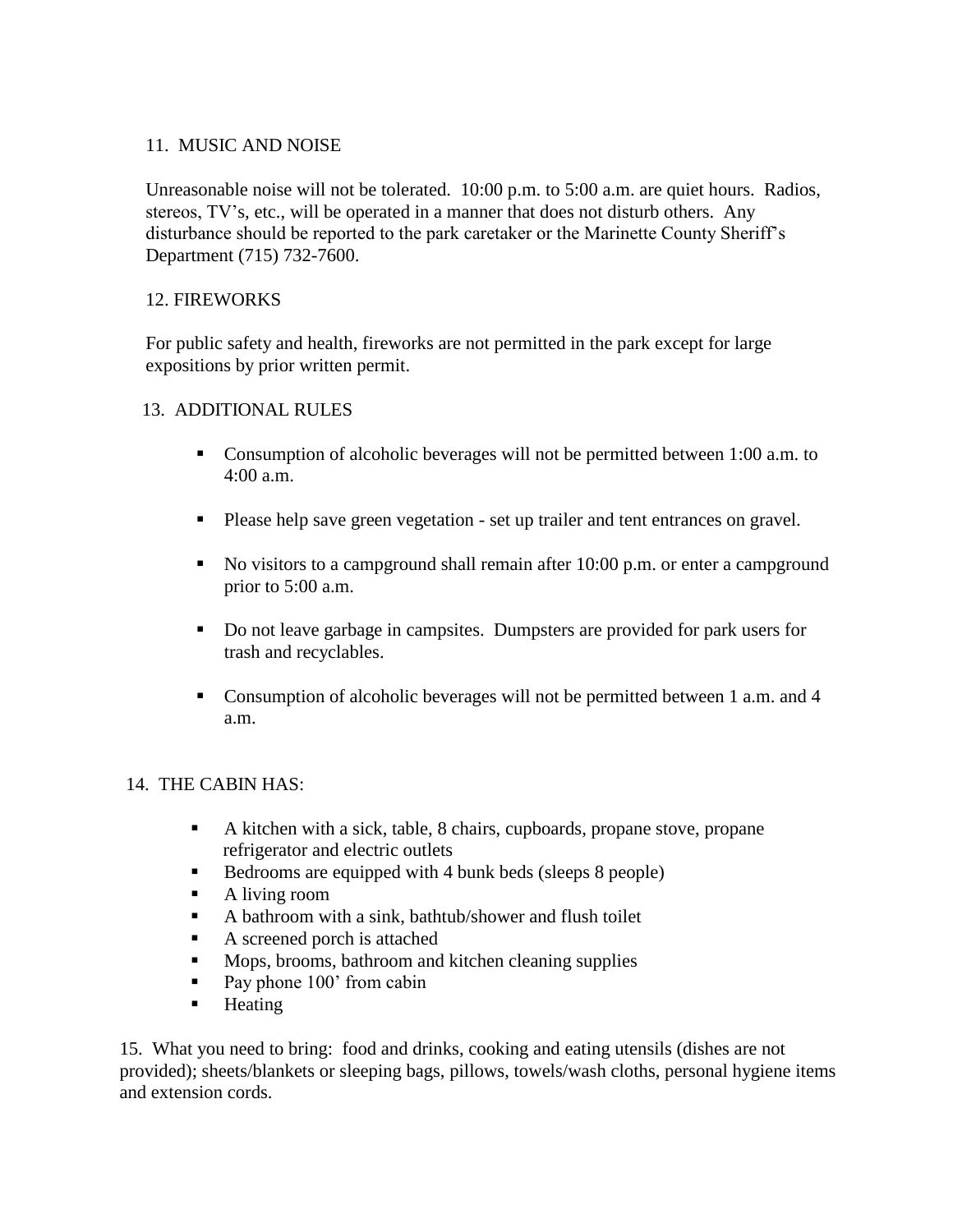## 11. MUSIC AND NOISE

Unreasonable noise will not be tolerated. 10:00 p.m. to 5:00 a.m. are quiet hours. Radios, stereos, TV's, etc., will be operated in a manner that does not disturb others. Any disturbance should be reported to the park caretaker or the Marinette County Sheriff's Department (715) 732-7600.

## 12. FIREWORKS

For public safety and health, fireworks are not permitted in the park except for large expositions by prior written permit.

## 13. ADDITIONAL RULES

- Consumption of alcoholic beverages will not be permitted between 1:00 a.m. to 4:00 a.m.
- Please help save green vegetation - set up trailer and tent entrances on gravel.
- No visitors to a campground shall remain after 10:00 p.m. or enter a campground prior to 5:00 a.m.
- Do not leave garbage in campsites. Dumpsters are provided for park users for trash and recyclables.
- Consumption of alcoholic beverages will not be permitted between 1 a.m. and 4 a.m.

## 14. THE CABIN HAS:

- A kitchen with a sick, table, 8 chairs, cupboards, propane stove, propane refrigerator and electric outlets
- Bedrooms are equipped with 4 bunk beds (sleeps 8 people)
- A living room
- A bathroom with a sink, bathtub/shower and flush toilet
- A screened porch is attached
- Mops, brooms, bathroom and kitchen cleaning supplies
- Pay phone 100' from cabin
- Heating

15. What you need to bring: food and drinks, cooking and eating utensils (dishes are not provided); sheets/blankets or sleeping bags, pillows, towels/wash cloths, personal hygiene items and extension cords.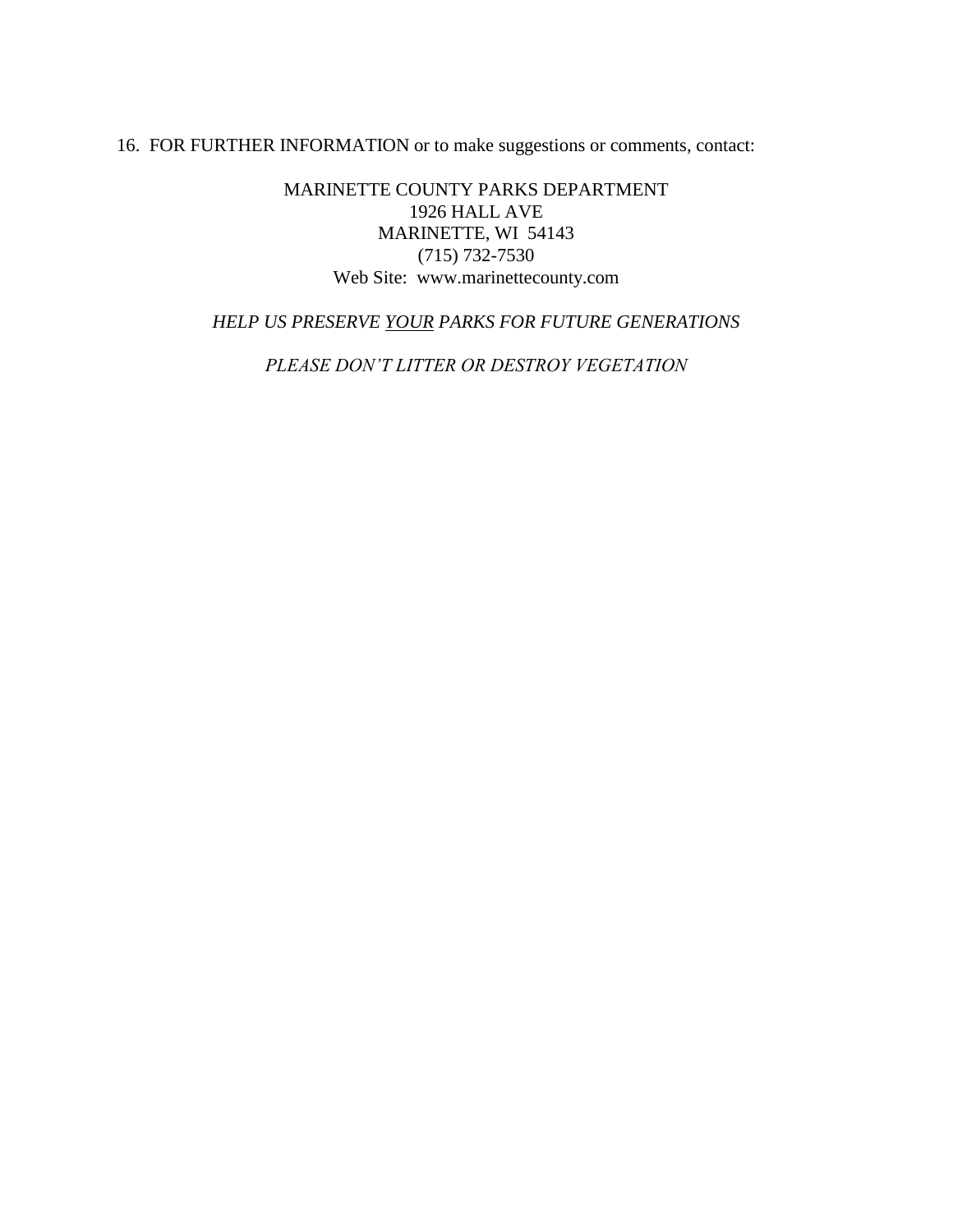16. FOR FURTHER INFORMATION or to make suggestions or comments, contact:

MARINETTE COUNTY PARKS DEPARTMENT
1926 HALL AVE
MARINETTE, WI 54143
(715) 732-7530
Web Site: www.marinettecounty.com

*HELP US PRESERVE <u>YOUR</u> PARKS FOR FUTURE GENERATIONS*

*PLEASE DON'T LITTER OR DESTROY VEGETATION*